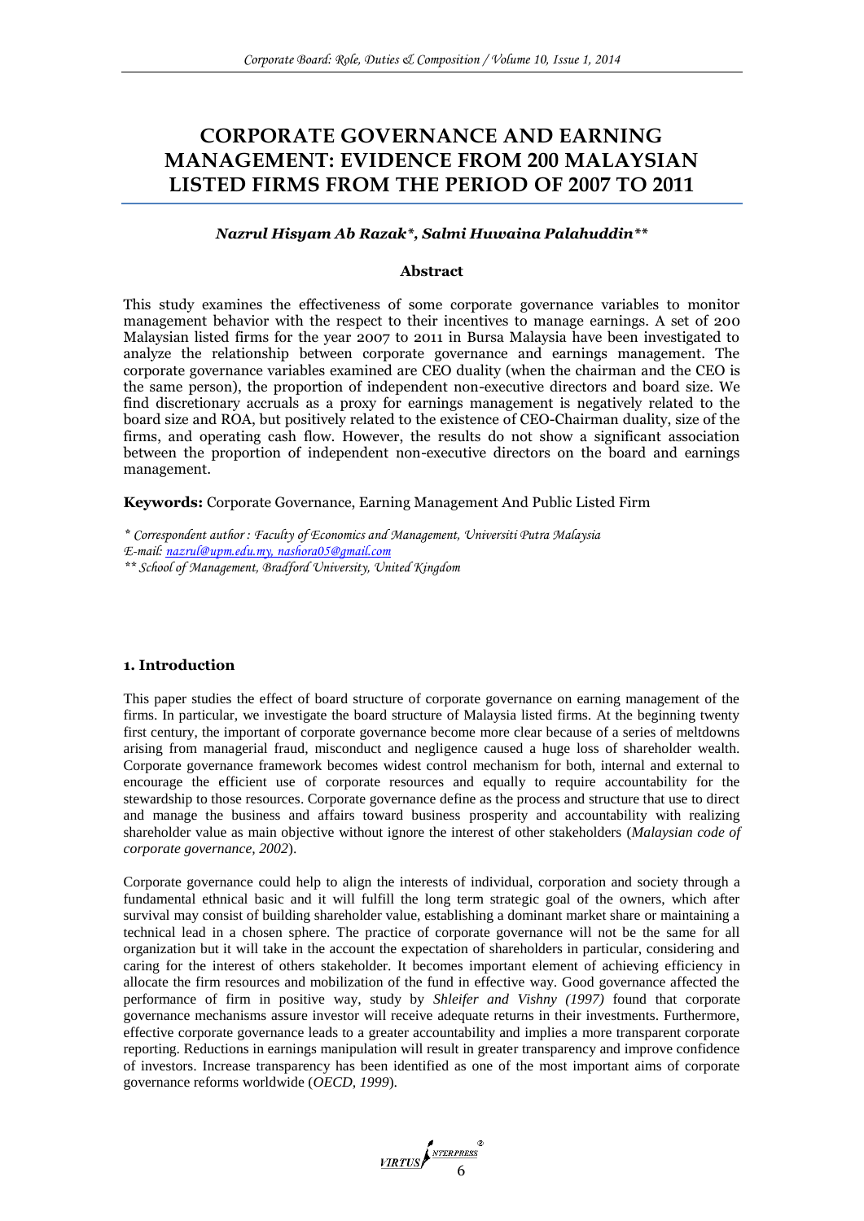# CORPORATE GOVERNANCE AND EARNING MANAGEMENT: EVIDENCE FROM 200 MALAYSIAN LISTED FIRMS FROM THE PERIOD OF 2007 TO 2011

***Nazrul Hisyam Ab Razak\*, Salmi Huwaina Palahuddin\*\****

**Abstract**

This study examines the effectiveness of some corporate governance variables to monitor management behavior with the respect to their incentives to manage earnings. A set of 200 Malaysian listed firms for the year 2007 to 2011 in Bursa Malaysia have been investigated to analyze the relationship between corporate governance and earnings management. The corporate governance variables examined are CEO duality (when the chairman and the CEO is the same person), the proportion of independent non-executive directors and board size. We find discretionary accruals as a proxy for earnings management is negatively related to the board size and ROA, but positively related to the existence of CEO-Chairman duality, size of the firms, and operating cash flow. However, the results do not show a significant association between the proportion of independent non-executive directors on the board and earnings management.

**Keywords:** Corporate Governance, Earning Management And Public Listed Firm

*\* Correspondent author : Faculty of Economics and Management, Universiti Putra Malaysia*
*E-mail: nazrul@upm.edu.my, nashora05@gmail.com*
*\*\* School of Management, Bradford University, United Kingdom*

## 1. Introduction

This paper studies the effect of board structure of corporate governance on earning management of the firms. In particular, we investigate the board structure of Malaysia listed firms. At the beginning twenty first century, the important of corporate governance become more clear because of a series of meltdowns arising from managerial fraud, misconduct and negligence caused a huge loss of shareholder wealth. Corporate governance framework becomes widest control mechanism for both, internal and external to encourage the efficient use of corporate resources and equally to require accountability for the stewardship to those resources. Corporate governance define as the process and structure that use to direct and manage the business and affairs toward business prosperity and accountability with realizing shareholder value as main objective without ignore the interest of other stakeholders (*Malaysian code of corporate governance, 2002*).

Corporate governance could help to align the interests of individual, corporation and society through a fundamental ethnical basic and it will fulfill the long term strategic goal of the owners, which after survival may consist of building shareholder value, establishing a dominant market share or maintaining a technical lead in a chosen sphere. The practice of corporate governance will not be the same for all organization but it will take in the account the expectation of shareholders in particular, considering and caring for the interest of others stakeholder. It becomes important element of achieving efficiency in allocate the firm resources and mobilization of the fund in effective way. Good governance affected the performance of firm in positive way, study by *Shleifer and Vishny (1997)* found that corporate governance mechanisms assure investor will receive adequate returns in their investments. Furthermore, effective corporate governance leads to a greater accountability and implies a more transparent corporate reporting. Reductions in earnings manipulation will result in greater transparency and improve confidence of investors. Increase transparency has been identified as one of the most important aims of corporate governance reforms worldwide (*OECD, 1999*).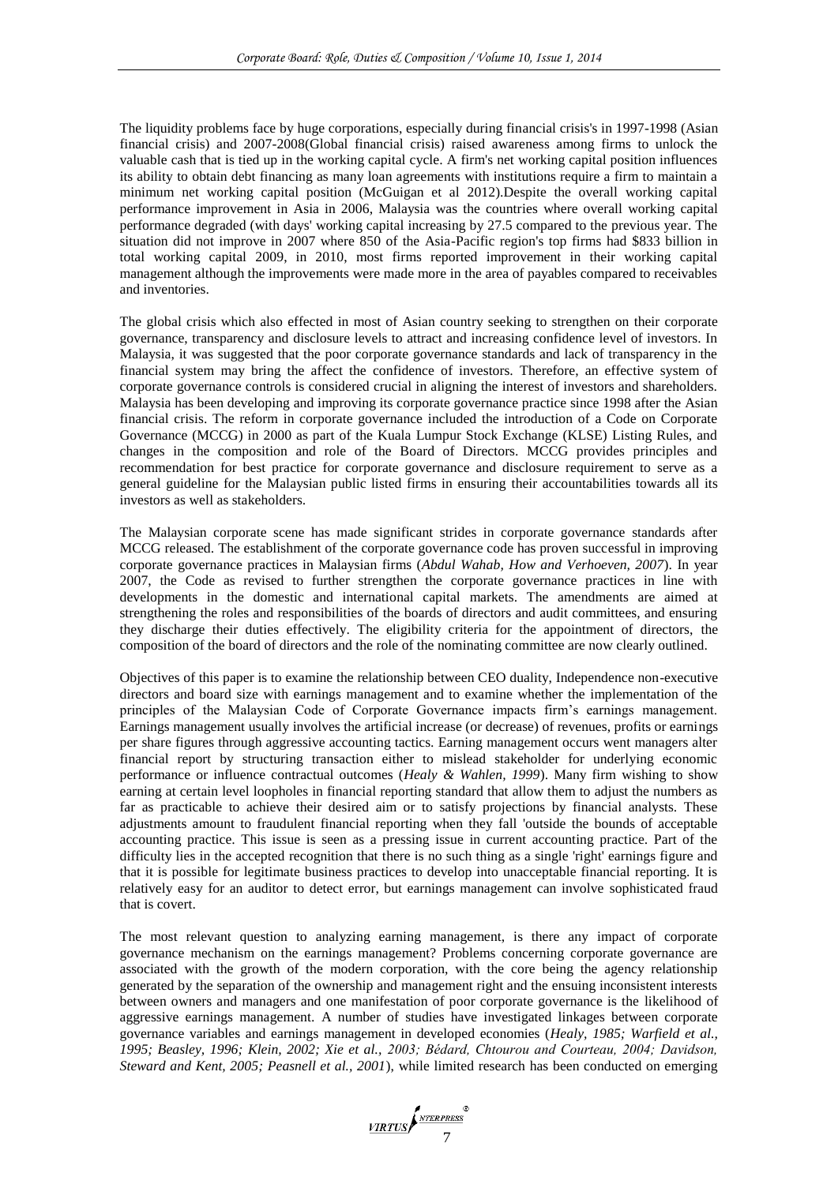The liquidity problems face by huge corporations, especially during financial crisis's in 1997-1998 (Asian financial crisis) and 2007-2008(Global financial crisis) raised awareness among firms to unlock the valuable cash that is tied up in the working capital cycle. A firm's net working capital position influences its ability to obtain debt financing as many loan agreements with institutions require a firm to maintain a minimum net working capital position (McGuigan et al 2012).Despite the overall working capital performance improvement in Asia in 2006, Malaysia was the countries where overall working capital performance degraded (with days' working capital increasing by 27.5 compared to the previous year. The situation did not improve in 2007 where 850 of the Asia-Pacific region's top firms had $833 billion in total working capital 2009, in 2010, most firms reported improvement in their working capital management although the improvements were made more in the area of payables compared to receivables and inventories.

The global crisis which also effected in most of Asian country seeking to strengthen on their corporate governance, transparency and disclosure levels to attract and increasing confidence level of investors. In Malaysia, it was suggested that the poor corporate governance standards and lack of transparency in the financial system may bring the affect the confidence of investors. Therefore, an effective system of corporate governance controls is considered crucial in aligning the interest of investors and shareholders. Malaysia has been developing and improving its corporate governance practice since 1998 after the Asian financial crisis. The reform in corporate governance included the introduction of a Code on Corporate Governance (MCCG) in 2000 as part of the Kuala Lumpur Stock Exchange (KLSE) Listing Rules, and changes in the composition and role of the Board of Directors. MCCG provides principles and recommendation for best practice for corporate governance and disclosure requirement to serve as a general guideline for the Malaysian public listed firms in ensuring their accountabilities towards all its investors as well as stakeholders.

The Malaysian corporate scene has made significant strides in corporate governance standards after MCCG released. The establishment of the corporate governance code has proven successful in improving corporate governance practices in Malaysian firms (*Abdul Wahab, How and Verhoeven, 2007*). In year 2007, the Code as revised to further strengthen the corporate governance practices in line with developments in the domestic and international capital markets. The amendments are aimed at strengthening the roles and responsibilities of the boards of directors and audit committees, and ensuring they discharge their duties effectively. The eligibility criteria for the appointment of directors, the composition of the board of directors and the role of the nominating committee are now clearly outlined.

Objectives of this paper is to examine the relationship between CEO duality, Independence non-executive directors and board size with earnings management and to examine whether the implementation of the principles of the Malaysian Code of Corporate Governance impacts firm's earnings management. Earnings management usually involves the artificial increase (or decrease) of revenues, profits or earnings per share figures through aggressive accounting tactics. Earning management occurs went managers alter financial report by structuring transaction either to mislead stakeholder for underlying economic performance or influence contractual outcomes (*Healy & Wahlen, 1999*). Many firm wishing to show earning at certain level loopholes in financial reporting standard that allow them to adjust the numbers as far as practicable to achieve their desired aim or to satisfy projections by financial analysts. These adjustments amount to fraudulent financial reporting when they fall 'outside the bounds of acceptable accounting practice. This issue is seen as a pressing issue in current accounting practice. Part of the difficulty lies in the accepted recognition that there is no such thing as a single 'right' earnings figure and that it is possible for legitimate business practices to develop into unacceptable financial reporting. It is relatively easy for an auditor to detect error, but earnings management can involve sophisticated fraud that is covert.

The most relevant question to analyzing earning management, is there any impact of corporate governance mechanism on the earnings management? Problems concerning corporate governance are associated with the growth of the modern corporation, with the core being the agency relationship generated by the separation of the ownership and management right and the ensuing inconsistent interests between owners and managers and one manifestation of poor corporate governance is the likelihood of aggressive earnings management. A number of studies have investigated linkages between corporate governance variables and earnings management in developed economies (*Healy, 1985; Warfield et al., 1995; Beasley, 1996; Klein, 2002; Xie et al., 2003; Bédard, Chtourou and Courteau, 2004; Davidson, Steward and Kent, 2005; Peasnell et al., 2001*), while limited research has been conducted on emerging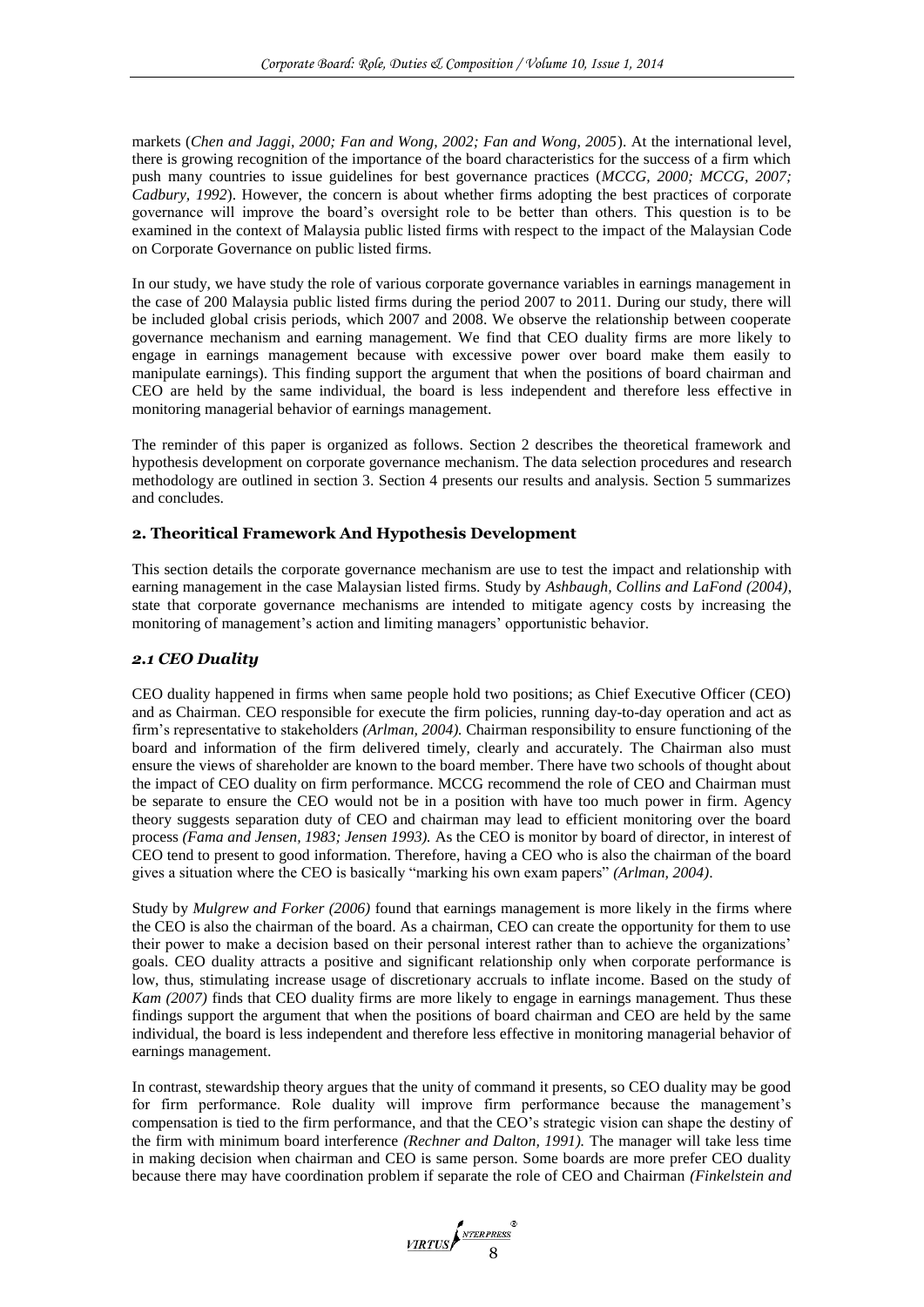markets (*Chen and Jaggi, 2000; Fan and Wong, 2002; Fan and Wong, 2005*). At the international level, there is growing recognition of the importance of the board characteristics for the success of a firm which push many countries to issue guidelines for best governance practices (*MCCG, 2000; MCCG, 2007; Cadbury, 1992*). However, the concern is about whether firms adopting the best practices of corporate governance will improve the board's oversight role to be better than others. This question is to be examined in the context of Malaysia public listed firms with respect to the impact of the Malaysian Code on Corporate Governance on public listed firms.

In our study, we have study the role of various corporate governance variables in earnings management in the case of 200 Malaysia public listed firms during the period 2007 to 2011. During our study, there will be included global crisis periods, which 2007 and 2008. We observe the relationship between cooperate governance mechanism and earning management. We find that CEO duality firms are more likely to engage in earnings management because with excessive power over board make them easily to manipulate earnings). This finding support the argument that when the positions of board chairman and CEO are held by the same individual, the board is less independent and therefore less effective in monitoring managerial behavior of earnings management.

The reminder of this paper is organized as follows. Section 2 describes the theoretical framework and hypothesis development on corporate governance mechanism. The data selection procedures and research methodology are outlined in section 3. Section 4 presents our results and analysis. Section 5 summarizes and concludes.

## 2. Theoritical Framework And Hypothesis Development

This section details the corporate governance mechanism are use to test the impact and relationship with earning management in the case Malaysian listed firms. Study by *Ashbaugh, Collins and LaFond (2004)*, state that corporate governance mechanisms are intended to mitigate agency costs by increasing the monitoring of management's action and limiting managers' opportunistic behavior.

### *2.1 CEO Duality*

CEO duality happened in firms when same people hold two positions; as Chief Executive Officer (CEO) and as Chairman. CEO responsible for execute the firm policies, running day-to-day operation and act as firm's representative to stakeholders *(Arlman, 2004).* Chairman responsibility to ensure functioning of the board and information of the firm delivered timely, clearly and accurately. The Chairman also must ensure the views of shareholder are known to the board member. There have two schools of thought about the impact of CEO duality on firm performance. MCCG recommend the role of CEO and Chairman must be separate to ensure the CEO would not be in a position with have too much power in firm. Agency theory suggests separation duty of CEO and chairman may lead to efficient monitoring over the board process *(Fama and Jensen, 1983; Jensen 1993).* As the CEO is monitor by board of director, in interest of CEO tend to present to good information. Therefore, having a CEO who is also the chairman of the board gives a situation where the CEO is basically "marking his own exam papers" *(Arlman, 2004)*.

Study by *Mulgrew and Forker (2006)* found that earnings management is more likely in the firms where the CEO is also the chairman of the board. As a chairman, CEO can create the opportunity for them to use their power to make a decision based on their personal interest rather than to achieve the organizations' goals. CEO duality attracts a positive and significant relationship only when corporate performance is low, thus, stimulating increase usage of discretionary accruals to inflate income. Based on the study of *Kam (2007)* finds that CEO duality firms are more likely to engage in earnings management. Thus these findings support the argument that when the positions of board chairman and CEO are held by the same individual, the board is less independent and therefore less effective in monitoring managerial behavior of earnings management.

In contrast, stewardship theory argues that the unity of command it presents, so CEO duality may be good for firm performance. Role duality will improve firm performance because the management's compensation is tied to the firm performance, and that the CEO's strategic vision can shape the destiny of the firm with minimum board interference *(Rechner and Dalton, 1991).* The manager will take less time in making decision when chairman and CEO is same person. Some boards are more prefer CEO duality because there may have coordination problem if separate the role of CEO and Chairman *(Finkelstein and*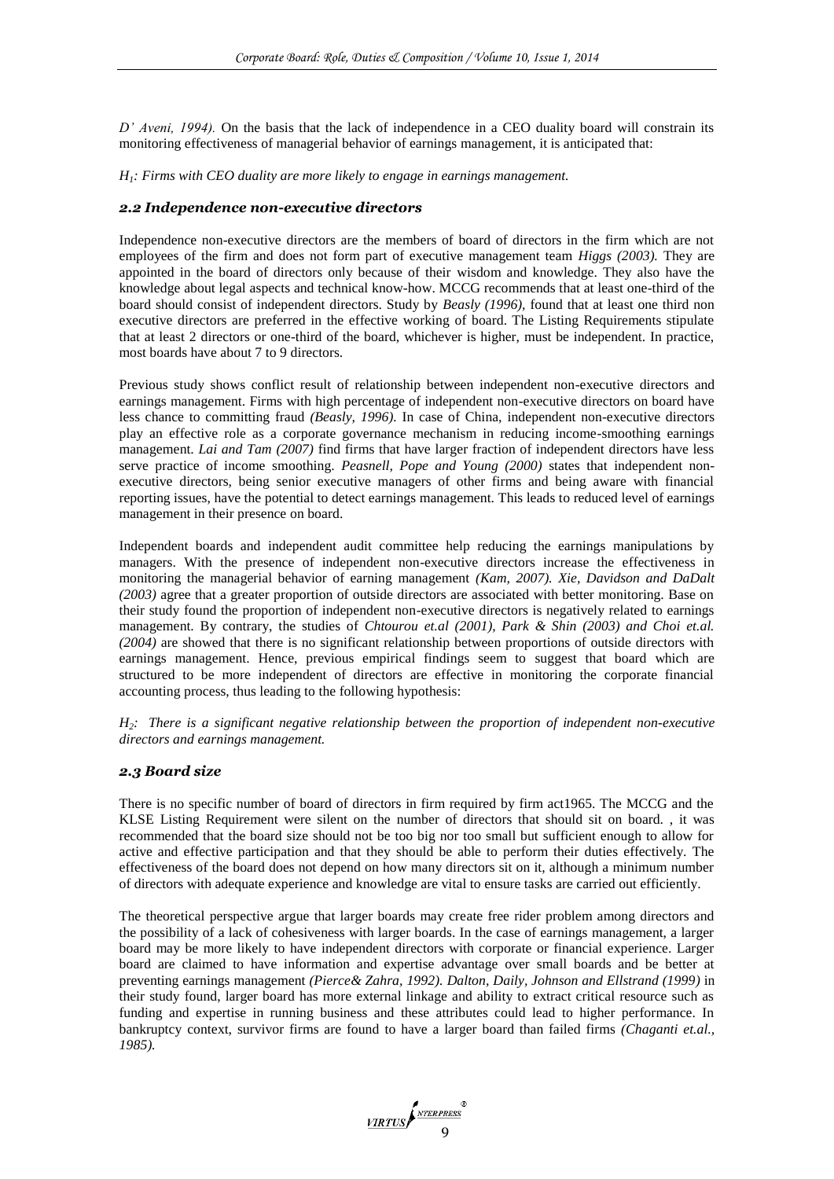*D' Aveni, 1994).* On the basis that the lack of independence in a CEO duality board will constrain its monitoring effectiveness of managerial behavior of earnings management, it is anticipated that:

*$H_1$: Firms with CEO duality are more likely to engage in earnings management.*

### *2.2 Independence non-executive directors*

Independence non-executive directors are the members of board of directors in the firm which are not employees of the firm and does not form part of executive management team *Higgs (2003).* They are appointed in the board of directors only because of their wisdom and knowledge. They also have the knowledge about legal aspects and technical know-how. MCCG recommends that at least one-third of the board should consist of independent directors. Study by *Beasly (1996),* found that at least one third non executive directors are preferred in the effective working of board. The Listing Requirements stipulate that at least 2 directors or one-third of the board, whichever is higher, must be independent. In practice, most boards have about 7 to 9 directors.

Previous study shows conflict result of relationship between independent non-executive directors and earnings management. Firms with high percentage of independent non-executive directors on board have less chance to committing fraud *(Beasly, 1996).* In case of China, independent non-executive directors play an effective role as a corporate governance mechanism in reducing income-smoothing earnings management. *Lai and Tam (2007)* find firms that have larger fraction of independent directors have less serve practice of income smoothing. *Peasnell, Pope and Young (2000)* states that independent non-executive directors, being senior executive managers of other firms and being aware with financial reporting issues, have the potential to detect earnings management. This leads to reduced level of earnings management in their presence on board.

Independent boards and independent audit committee help reducing the earnings manipulations by managers. With the presence of independent non-executive directors increase the effectiveness in monitoring the managerial behavior of earning management *(Kam, 2007). Xie, Davidson and DaDalt (2003)* agree that a greater proportion of outside directors are associated with better monitoring. Base on their study found the proportion of independent non-executive directors is negatively related to earnings management. By contrary, the studies of *Chtourou et.al (2001), Park & Shin (2003) and Choi et.al. (2004)* are showed that there is no significant relationship between proportions of outside directors with earnings management. Hence, previous empirical findings seem to suggest that board which are structured to be more independent of directors are effective in monitoring the corporate financial accounting process, thus leading to the following hypothesis:

*$H_2$: There is a significant negative relationship between the proportion of independent non-executive directors and earnings management.*

### *2.3 Board size*

There is no specific number of board of directors in firm required by firm act1965. The MCCG and the KLSE Listing Requirement were silent on the number of directors that should sit on board. , it was recommended that the board size should not be too big nor too small but sufficient enough to allow for active and effective participation and that they should be able to perform their duties effectively. The effectiveness of the board does not depend on how many directors sit on it, although a minimum number of directors with adequate experience and knowledge are vital to ensure tasks are carried out efficiently.

The theoretical perspective argue that larger boards may create free rider problem among directors and the possibility of a lack of cohesiveness with larger boards. In the case of earnings management, a larger board may be more likely to have independent directors with corporate or financial experience. Larger board are claimed to have information and expertise advantage over small boards and be better at preventing earnings management *(Pierce& Zahra, 1992). Dalton, Daily, Johnson and Ellstrand (1999)* in their study found, larger board has more external linkage and ability to extract critical resource such as funding and expertise in running business and these attributes could lead to higher performance. In bankruptcy context, survivor firms are found to have a larger board than failed firms *(Chaganti et.al., 1985).*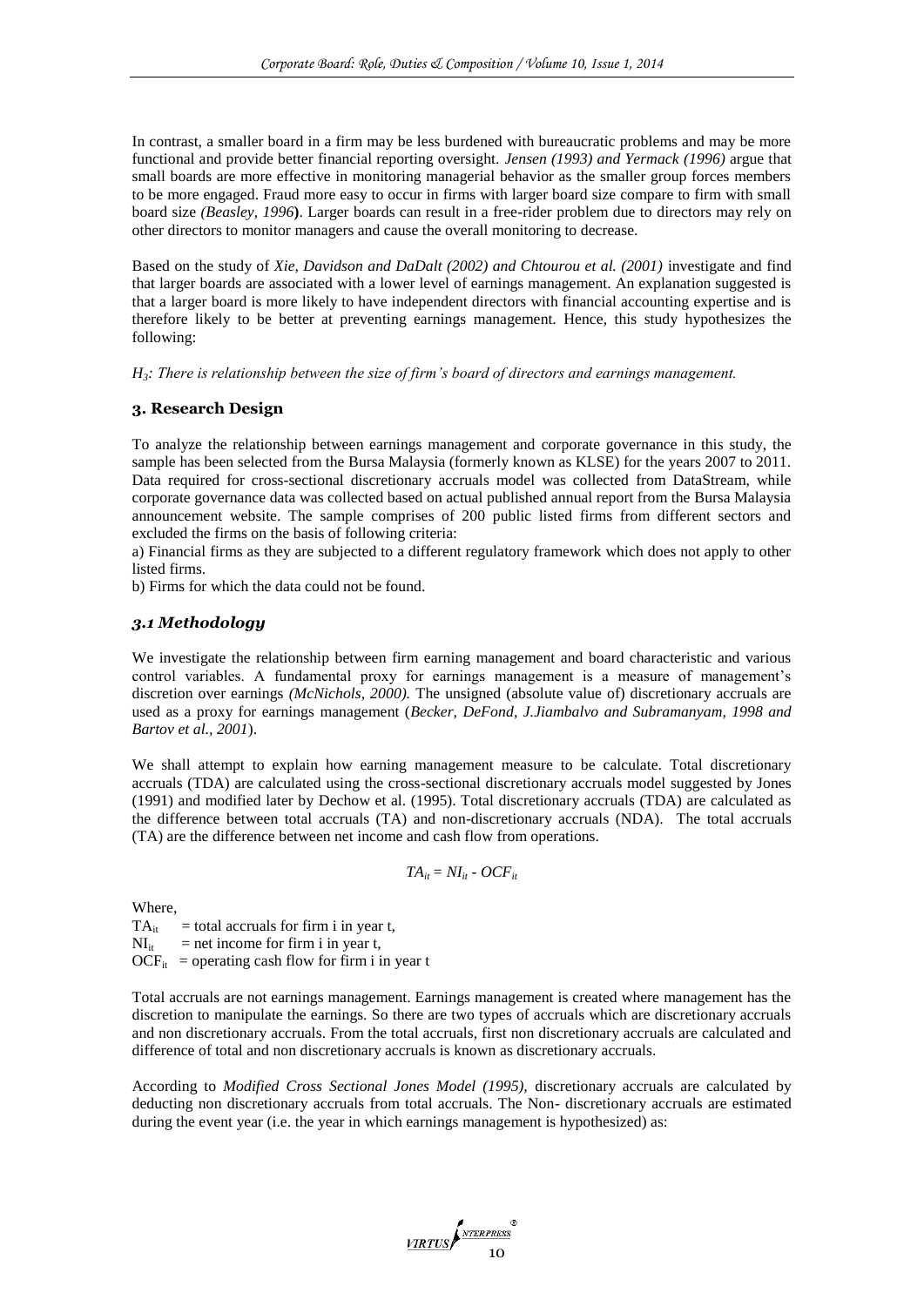In contrast, a smaller board in a firm may be less burdened with bureaucratic problems and may be more functional and provide better financial reporting oversight. *Jensen (1993) and Yermack (1996)* argue that small boards are more effective in monitoring managerial behavior as the smaller group forces members to be more engaged. Fraud more easy to occur in firms with larger board size compare to firm with small board size *(Beasley, 1996***)**. Larger boards can result in a free-rider problem due to directors may rely on other directors to monitor managers and cause the overall monitoring to decrease.

Based on the study of *Xie, Davidson and DaDalt (2002) and Chtourou et al. (2001)* investigate and find that larger boards are associated with a lower level of earnings management. An explanation suggested is that a larger board is more likely to have independent directors with financial accounting expertise and is therefore likely to be better at preventing earnings management. Hence, this study hypothesizes the following:

*$H_3$: There is relationship between the size of firm's board of directors and earnings management.*

## 3. Research Design

To analyze the relationship between earnings management and corporate governance in this study, the sample has been selected from the Bursa Malaysia (formerly known as KLSE) for the years 2007 to 2011. Data required for cross-sectional discretionary accruals model was collected from DataStream, while corporate governance data was collected based on actual published annual report from the Bursa Malaysia announcement website. The sample comprises of 200 public listed firms from different sectors and excluded the firms on the basis of following criteria:

a) Financial firms as they are subjected to a different regulatory framework which does not apply to other listed firms.

b) Firms for which the data could not be found.

### *3.1 Methodology*

We investigate the relationship between firm earning management and board characteristic and various control variables. A fundamental proxy for earnings management is a measure of management's discretion over earnings *(McNichols, 2000).* The unsigned (absolute value of) discretionary accruals are used as a proxy for earnings management (*Becker, DeFond, J.Jiambalvo and Subramanyam, 1998 and Bartov et al., 2001*).

We shall attempt to explain how earning management measure to be calculate. Total discretionary accruals (TDA) are calculated using the cross-sectional discretionary accruals model suggested by Jones (1991) and modified later by Dechow et al. (1995). Total discretionary accruals (TDA) are calculated as the difference between total accruals (TA) and non-discretionary accruals (NDA). The total accruals (TA) are the difference between net income and cash flow from operations.

$$TA_{it} = NI_{it} - OCF_{it}$$

Where,

$TA_{it}$ = total accruals for firm i in year t,
$NI_{it}$ = net income for firm i in year t,
$OCF_{it}$ = operating cash flow for firm i in year t

Total accruals are not earnings management. Earnings management is created where management has the discretion to manipulate the earnings. So there are two types of accruals which are discretionary accruals and non discretionary accruals. From the total accruals, first non discretionary accruals are calculated and difference of total and non discretionary accruals is known as discretionary accruals.

According to *Modified Cross Sectional Jones Model (1995),* discretionary accruals are calculated by deducting non discretionary accruals from total accruals. The Non- discretionary accruals are estimated during the event year (i.e. the year in which earnings management is hypothesized) as: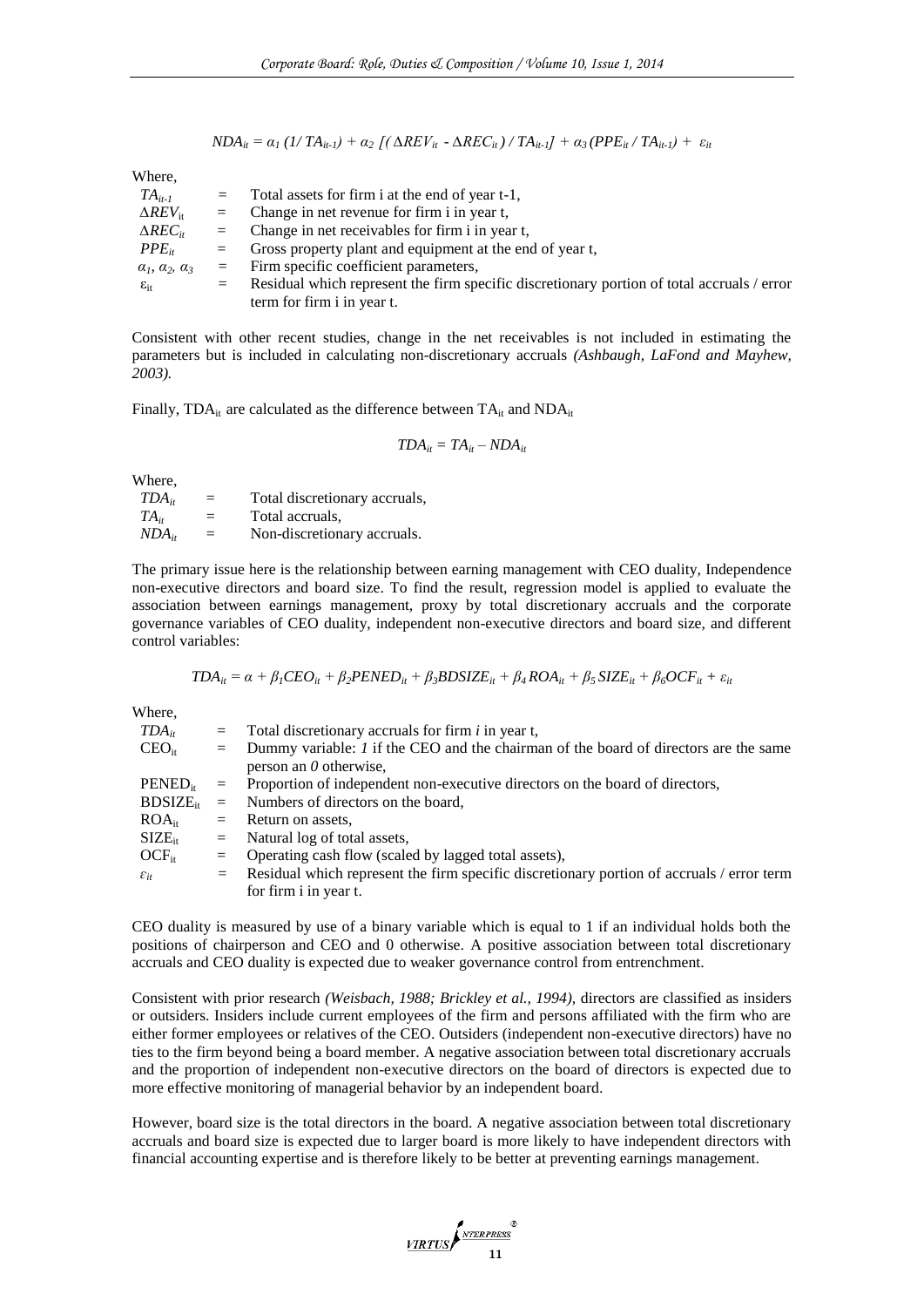$$NDA_{it} = \alpha_1 (1/TA_{it-1}) + \alpha_2 [(\Delta REV_{it} - \Delta REC_{it}) / TA_{it-1}] + \alpha_3 (PPE_{it} / TA_{it-1}) + \varepsilon_{it}$$

Where,

| | | |
|---|---|---|
| $TA_{it-1}$ | = | Total assets for firm i at the end of year t-1, |
| $\Delta REV_{it}$ | = | Change in net revenue for firm i in year t, |
| $\Delta REC_{it}$ | = | Change in net receivables for firm i in year t, |
| $PPE_{it}$ | = | Gross property plant and equipment at the end of year t, |
| $\alpha_1, \alpha_2, \alpha_3$ | = | Firm specific coefficient parameters, |
| $\varepsilon_{it}$ | = | Residual which represent the firm specific discretionary portion of total accruals / error term for firm i in year t. |

Consistent with other recent studies, change in the net receivables is not included in estimating the parameters but is included in calculating non-discretionary accruals *(Ashbaugh, LaFond and Mayhew, 2003).*

Finally, $TDA_{it}$ are calculated as the difference between $TA_{it}$ and $NDA_{it}$

$$TDA_{it} = TA_{it} - NDA_{it}$$

Where,

| | | |
|---|---|---|
| $TDA_{it}$ | = | Total discretionary accruals, |
| $TA_{it}$ | = | Total accruals, |
| $NDA_{it}$ | = | Non-discretionary accruals. |

The primary issue here is the relationship between earning management with CEO duality, Independence non-executive directors and board size. To find the result, regression model is applied to evaluate the association between earnings management, proxy by total discretionary accruals and the corporate governance variables of CEO duality, independent non-executive directors and board size, and different control variables:

$$TDA_{it} = \alpha + \beta_1 CEO_{it} + \beta_2 PENED_{it} + \beta_3 BDSIZE_{it} + \beta_4 ROA_{it} + \beta_5 SIZE_{it} + \beta_6 OCF_{it} + \varepsilon_{it}$$

Where,

| | | |
|---|---|---|
| $TDA_{it}$ | = | Total discretionary accruals for firm *i* in year t, |
| $CEO_{it}$ | = | Dummy variable: *1* if the CEO and the chairman of the board of directors are the same person an *0* otherwise, |
| $PENED_{it}$ | = | Proportion of independent non-executive directors on the board of directors, |
| $BDSIZE_{it}$ | = | Numbers of directors on the board, |
| $ROA_{it}$ | = | Return on assets, |
| $SIZE_{it}$ | = | Natural log of total assets, |
| $OCF_{it}$ | = | Operating cash flow (scaled by lagged total assets), |
| $\varepsilon_{it}$ | = | Residual which represent the firm specific discretionary portion of accruals / error term for firm i in year t. |

CEO duality is measured by use of a binary variable which is equal to 1 if an individual holds both the positions of chairperson and CEO and 0 otherwise. A positive association between total discretionary accruals and CEO duality is expected due to weaker governance control from entrenchment.

Consistent with prior research *(Weisbach, 1988; Brickley et al., 1994)*, directors are classified as insiders or outsiders. Insiders include current employees of the firm and persons affiliated with the firm who are either former employees or relatives of the CEO. Outsiders (independent non-executive directors) have no ties to the firm beyond being a board member. A negative association between total discretionary accruals and the proportion of independent non-executive directors on the board of directors is expected due to more effective monitoring of managerial behavior by an independent board.

However, board size is the total directors in the board. A negative association between total discretionary accruals and board size is expected due to larger board is more likely to have independent directors with financial accounting expertise and is therefore likely to be better at preventing earnings management.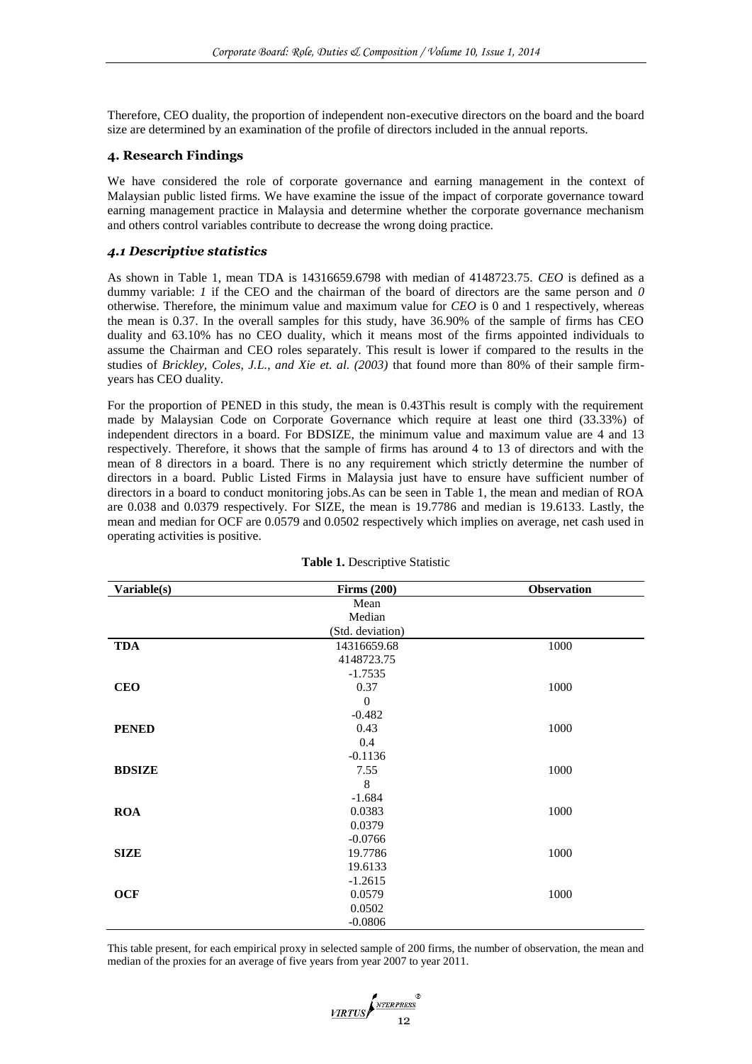Therefore, CEO duality, the proportion of independent non-executive directors on the board and the board size are determined by an examination of the profile of directors included in the annual reports.

## 4. Research Findings

We have considered the role of corporate governance and earning management in the context of Malaysian public listed firms. We have examine the issue of the impact of corporate governance toward earning management practice in Malaysia and determine whether the corporate governance mechanism and others control variables contribute to decrease the wrong doing practice.

### 4.1 Descriptive statistics

As shown in Table 1, mean TDA is 14316659.6798 with median of 4148723.75. *CEO* is defined as a dummy variable: *1* if the CEO and the chairman of the board of directors are the same person and *0* otherwise. Therefore, the minimum value and maximum value for *CEO* is 0 and 1 respectively, whereas the mean is 0.37. In the overall samples for this study, have 36.90% of the sample of firms has CEO duality and 63.10% has no CEO duality, which it means most of the firms appointed individuals to assume the Chairman and CEO roles separately. This result is lower if compared to the results in the studies of *Brickley, Coles, J.L., and Xie et. al. (2003)* that found more than 80% of their sample firm-years has CEO duality.

For the proportion of PENED in this study, the mean is 0.43This result is comply with the requirement made by Malaysian Code on Corporate Governance which require at least one third (33.33%) of independent directors in a board. For BDSIZE, the minimum value and maximum value are 4 and 13 respectively. Therefore, it shows that the sample of firms has around 4 to 13 of directors and with the mean of 8 directors in a board. There is no any requirement which strictly determine the number of directors in a board. Public Listed Firms in Malaysia just have to ensure have sufficient number of directors in a board to conduct monitoring jobs.As can be seen in Table 1, the mean and median of ROA are 0.038 and 0.0379 respectively. For SIZE, the mean is 19.7786 and median is 19.6133. Lastly, the mean and median for OCF are 0.0579 and 0.0502 respectively which implies on average, net cash used in operating activities is positive.

**Table 1.** Descriptive Statistic

| Variable(s) | Firms (200)<br>Mean<br>Median<br>(Std. deviation) | Observation |
|---|---|---|
| **TDA** | 14316659.68<br>4148723.75<br>-1.7535 | 1000 |
| **CEO** | 0.37<br>0<br>-0.482 | 1000 |
| **PENED** | 0.43<br>0.4<br>-0.1136 | 1000 |
| **BDSIZE** | 7.55<br>8<br>-1.684 | 1000 |
| **ROA** | 0.0383<br>0.0379<br>-0.0766 | 1000 |
| **SIZE** | 19.7786<br>19.6133<br>-1.2615 | 1000 |
| **OCF** | 0.0579<br>0.0502<br>-0.0806 | 1000 |

This table present, for each empirical proxy in selected sample of 200 firms, the number of observation, the mean and median of the proxies for an average of five years from year 2007 to year 2011.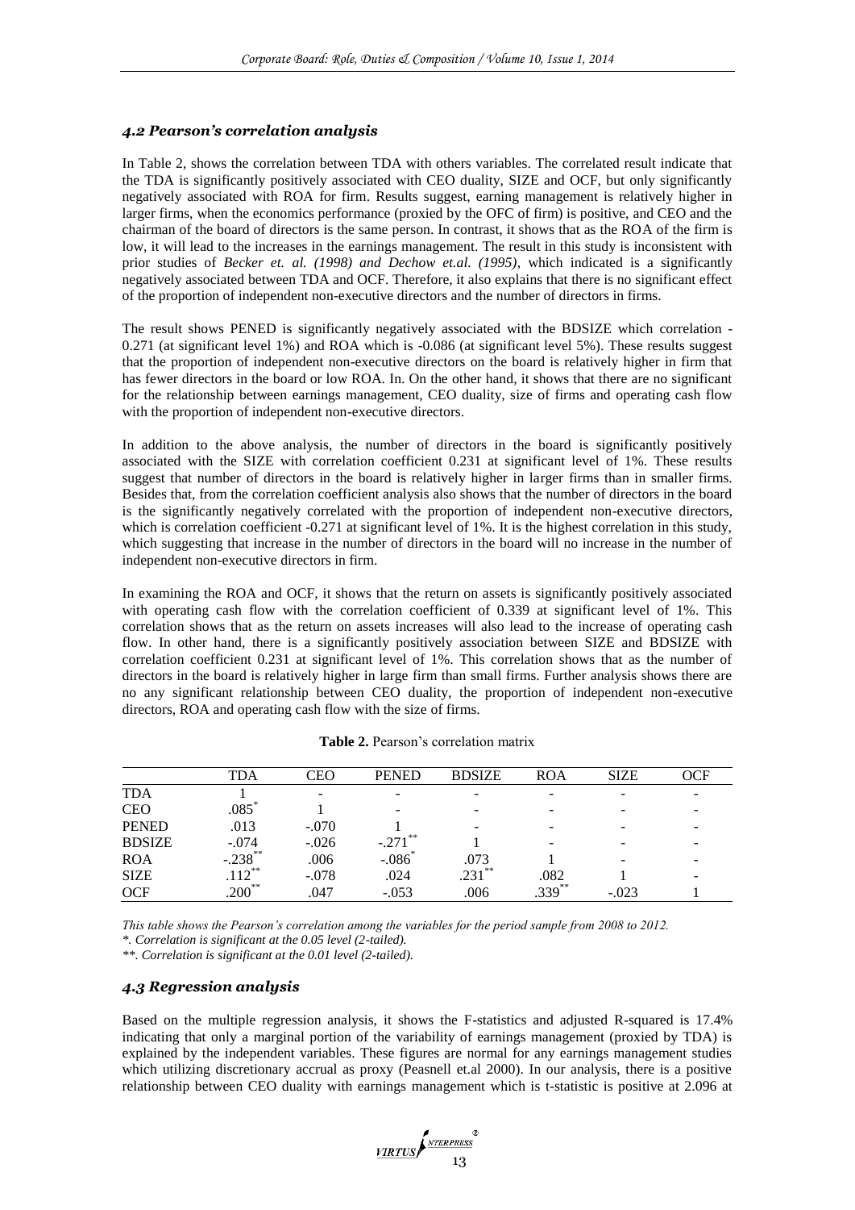### *4.2 Pearson's correlation analysis*

In Table 2, shows the correlation between TDA with others variables. The correlated result indicate that the TDA is significantly positively associated with CEO duality, SIZE and OCF, but only significantly negatively associated with ROA for firm. Results suggest, earning management is relatively higher in larger firms, when the economics performance (proxied by the OFC of firm) is positive, and CEO and the chairman of the board of directors is the same person. In contrast, it shows that as the ROA of the firm is low, it will lead to the increases in the earnings management. The result in this study is inconsistent with prior studies of *Becker et. al. (1998) and Dechow et.al. (1995)*, which indicated is a significantly negatively associated between TDA and OCF. Therefore, it also explains that there is no significant effect of the proportion of independent non-executive directors and the number of directors in firms.

The result shows PENED is significantly negatively associated with the BDSIZE which correlation -0.271 (at significant level 1%) and ROA which is -0.086 (at significant level 5%). These results suggest that the proportion of independent non-executive directors on the board is relatively higher in firm that has fewer directors in the board or low ROA. In. On the other hand, it shows that there are no significant for the relationship between earnings management, CEO duality, size of firms and operating cash flow with the proportion of independent non-executive directors.

In addition to the above analysis, the number of directors in the board is significantly positively associated with the SIZE with correlation coefficient 0.231 at significant level of 1%. These results suggest that number of directors in the board is relatively higher in larger firms than in smaller firms. Besides that, from the correlation coefficient analysis also shows that the number of directors in the board is the significantly negatively correlated with the proportion of independent non-executive directors, which is correlation coefficient -0.271 at significant level of 1%. It is the highest correlation in this study, which suggesting that increase in the number of directors in the board will no increase in the number of independent non-executive directors in firm.

In examining the ROA and OCF, it shows that the return on assets is significantly positively associated with operating cash flow with the correlation coefficient of 0.339 at significant level of 1%. This correlation shows that as the return on assets increases will also lead to the increase of operating cash flow. In other hand, there is a significantly positively association between SIZE and BDSIZE with correlation coefficient 0.231 at significant level of 1%. This correlation shows that as the number of directors in the board is relatively higher in large firm than small firms. Further analysis shows there are no any significant relationship between CEO duality, the proportion of independent non-executive directors, ROA and operating cash flow with the size of firms.

**Table 2.** Pearson's correlation matrix

| | TDA | CEO | PENED | BDSIZE | ROA | SIZE | OCF |
|---|---|---|---|---|---|---|---|
| TDA | 1 | - | - | - | - | - | - |
| CEO | .085* | 1 | - | - | - | - | - |
| PENED | .013 | -.070 | 1 | - | - | - | - |
| BDSIZE | -.074 | -.026 | -.271** | 1 | - | - | - |
| ROA | -.238** | .006 | -.086* | .073 | 1 | - | - |
| SIZE | .112** | -.078 | .024 | .231** | .082 | 1 | - |
| OCF | .200** | .047 | -.053 | .006 | .339** | -.023 | 1 |

*This table shows the Pearson's correlation among the variables for the period sample from 2008 to 2012.*

*\*. Correlation is significant at the 0.05 level (2-tailed).*

*\*\*. Correlation is significant at the 0.01 level (2-tailed).*

### *4.3 Regression analysis*

Based on the multiple regression analysis, it shows the F-statistics and adjusted R-squared is 17.4% indicating that only a marginal portion of the variability of earnings management (proxied by TDA) is explained by the independent variables. These figures are normal for any earnings management studies which utilizing discretionary accrual as proxy (Peasnell et.al 2000). In our analysis, there is a positive relationship between CEO duality with earnings management which is t-statistic is positive at 2.096 at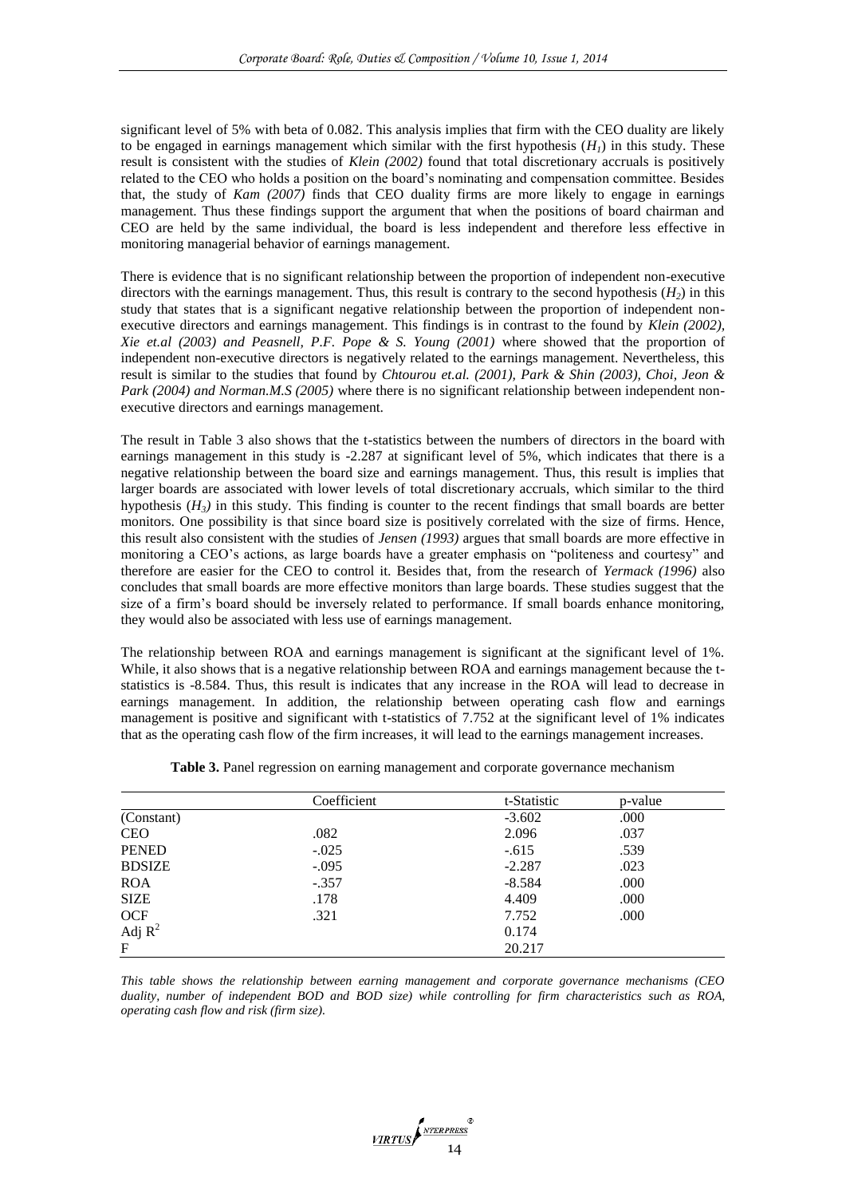significant level of 5% with beta of 0.082. This analysis implies that firm with the CEO duality are likely to be engaged in earnings management which similar with the first hypothesis ($H_1$) in this study. These result is consistent with the studies of *Klein (2002)* found that total discretionary accruals is positively related to the CEO who holds a position on the board's nominating and compensation committee. Besides that, the study of *Kam (2007)* finds that CEO duality firms are more likely to engage in earnings management. Thus these findings support the argument that when the positions of board chairman and CEO are held by the same individual, the board is less independent and therefore less effective in monitoring managerial behavior of earnings management.

There is evidence that is no significant relationship between the proportion of independent non-executive directors with the earnings management. Thus, this result is contrary to the second hypothesis ($H_2$) in this study that states that is a significant negative relationship between the proportion of independent non-executive directors and earnings management. This findings is in contrast to the found by *Klein (2002), Xie et.al (2003) and Peasnell, P.F. Pope & S. Young (2001)* where showed that the proportion of independent non-executive directors is negatively related to the earnings management. Nevertheless, this result is similar to the studies that found by *Chtourou et.al. (2001), Park & Shin (2003), Choi, Jeon & Park (2004) and Norman.M.S (2005)* where there is no significant relationship between independent non-executive directors and earnings management.

The result in Table 3 also shows that the t-statistics between the numbers of directors in the board with earnings management in this study is -2.287 at significant level of 5%, which indicates that there is a negative relationship between the board size and earnings management. Thus, this result is implies that larger boards are associated with lower levels of total discretionary accruals, which similar to the third hypothesis ($H_3$) in this study. This finding is counter to the recent findings that small boards are better monitors. One possibility is that since board size is positively correlated with the size of firms. Hence, this result also consistent with the studies of *Jensen (1993)* argues that small boards are more effective in monitoring a CEO's actions, as large boards have a greater emphasis on "politeness and courtesy" and therefore are easier for the CEO to control it. Besides that, from the research of *Yermack (1996)* also concludes that small boards are more effective monitors than large boards. These studies suggest that the size of a firm's board should be inversely related to performance. If small boards enhance monitoring, they would also be associated with less use of earnings management.

The relationship between ROA and earnings management is significant at the significant level of 1%. While, it also shows that is a negative relationship between ROA and earnings management because the t-statistics is -8.584. Thus, this result is indicates that any increase in the ROA will lead to decrease in earnings management. In addition, the relationship between operating cash flow and earnings management is positive and significant with t-statistics of 7.752 at the significant level of 1% indicates that as the operating cash flow of the firm increases, it will lead to the earnings management increases.

**Table 3.** Panel regression on earning management and corporate governance mechanism

| | Coefficient | t-Statistic | p-value |
|---|---|---|---|
| (Constant) | | -3.602 | .000 |
| CEO | .082 | 2.096 | .037 |
| PENED | -.025 | -.615 | .539 |
| BDSIZE | -.095 | -2.287 | .023 |
| ROA | -.357 | -8.584 | .000 |
| SIZE | .178 | 4.409 | .000 |
| OCF | .321 | 7.752 | .000 |
| Adj $R^2$ | | 0.174 | |
| F | | 20.217 | |

*This table shows the relationship between earning management and corporate governance mechanisms (CEO duality, number of independent BOD and BOD size) while controlling for firm characteristics such as ROA, operating cash flow and risk (firm size).*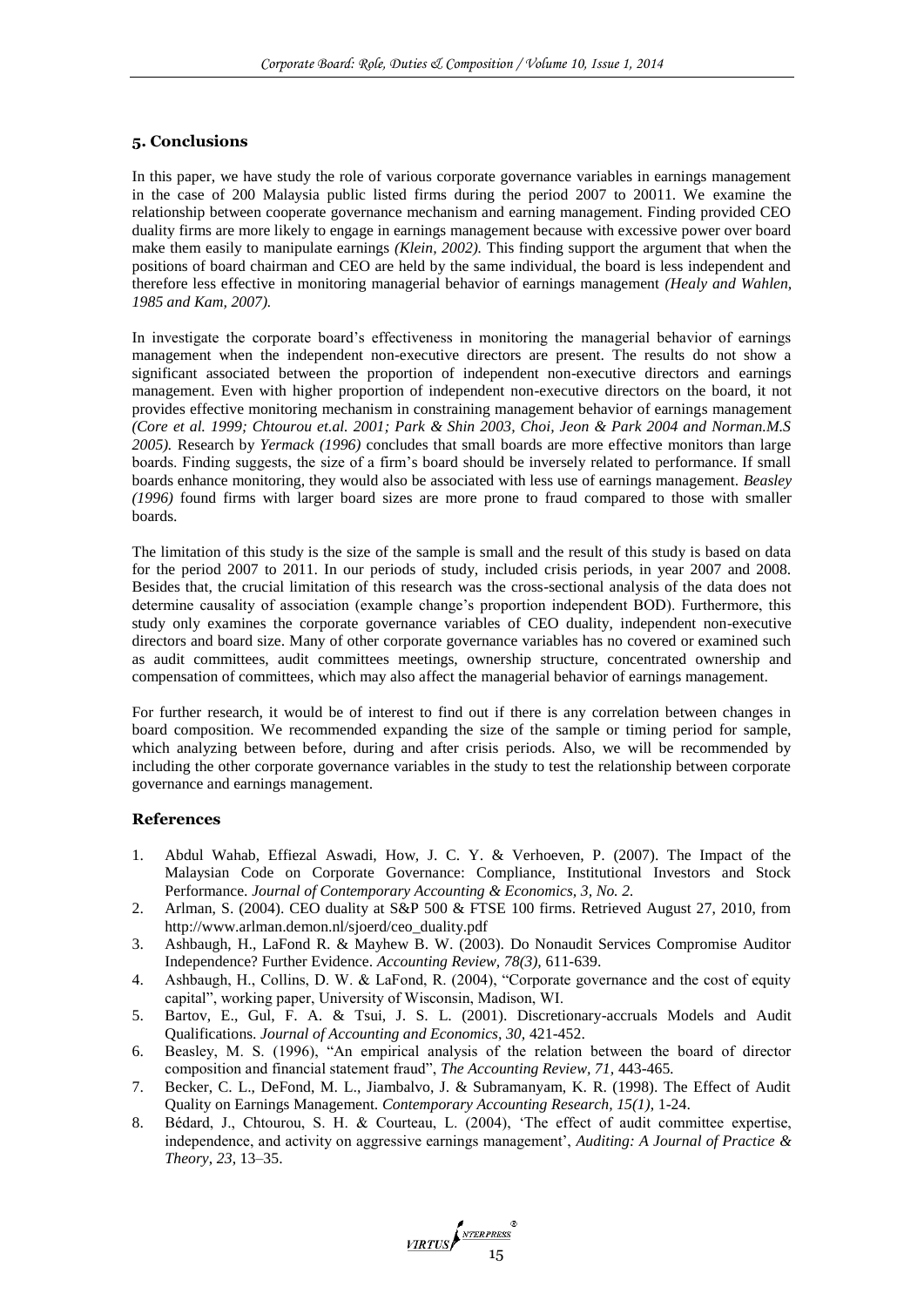## 5. Conclusions

In this paper, we have study the role of various corporate governance variables in earnings management in the case of 200 Malaysia public listed firms during the period 2007 to 20011. We examine the relationship between cooperate governance mechanism and earning management. Finding provided CEO duality firms are more likely to engage in earnings management because with excessive power over board make them easily to manipulate earnings *(Klein, 2002).* This finding support the argument that when the positions of board chairman and CEO are held by the same individual, the board is less independent and therefore less effective in monitoring managerial behavior of earnings management *(Healy and Wahlen, 1985 and Kam, 2007).*

In investigate the corporate board's effectiveness in monitoring the managerial behavior of earnings management when the independent non-executive directors are present. The results do not show a significant associated between the proportion of independent non-executive directors and earnings management. Even with higher proportion of independent non-executive directors on the board, it not provides effective monitoring mechanism in constraining management behavior of earnings management *(Core et al. 1999; Chtourou et.al. 2001; Park & Shin 2003, Choi, Jeon & Park 2004 and Norman.M.S 2005).* Research by *Yermack (1996)* concludes that small boards are more effective monitors than large boards. Finding suggests, the size of a firm's board should be inversely related to performance. If small boards enhance monitoring, they would also be associated with less use of earnings management. *Beasley (1996)* found firms with larger board sizes are more prone to fraud compared to those with smaller boards.

The limitation of this study is the size of the sample is small and the result of this study is based on data for the period 2007 to 2011. In our periods of study, included crisis periods, in year 2007 and 2008. Besides that, the crucial limitation of this research was the cross-sectional analysis of the data does not determine causality of association (example change's proportion independent BOD). Furthermore, this study only examines the corporate governance variables of CEO duality, independent non-executive directors and board size. Many of other corporate governance variables has no covered or examined such as audit committees, audit committees meetings, ownership structure, concentrated ownership and compensation of committees, which may also affect the managerial behavior of earnings management.

For further research, it would be of interest to find out if there is any correlation between changes in board composition. We recommended expanding the size of the sample or timing period for sample, which analyzing between before, during and after crisis periods. Also, we will be recommended by including the other corporate governance variables in the study to test the relationship between corporate governance and earnings management.

## References

1. Abdul Wahab, Effiezal Aswadi, How, J. C. Y. & Verhoeven, P. (2007). The Impact of the Malaysian Code on Corporate Governance: Compliance, Institutional Investors and Stock Performance. *Journal of Contemporary Accounting & Economics, 3, No. 2.*
2. Arlman, S. (2004). CEO duality at S&P 500 & FTSE 100 firms. Retrieved August 27, 2010, from http://www.arlman.demon.nl/sjoerd/ceo_duality.pdf
3. Ashbaugh, H., LaFond R. & Mayhew B. W. (2003). Do Nonaudit Services Compromise Auditor Independence? Further Evidence. *Accounting Review, 78(3),* 611-639.
4. Ashbaugh, H., Collins, D. W. & LaFond, R. (2004), "Corporate governance and the cost of equity capital", working paper, University of Wisconsin, Madison, WI.
5. Bartov, E., Gul, F. A. & Tsui, J. S. L. (2001). Discretionary-accruals Models and Audit Qualifications. *Journal of Accounting and Economics, 30,* 421-452.
6. Beasley, M. S. (1996), "An empirical analysis of the relation between the board of director composition and financial statement fraud", *The Accounting Review, 71,* 443-465.
7. Becker, C. L., DeFond, M. L., Jiambalvo, J. & Subramanyam, K. R. (1998). The Effect of Audit Quality on Earnings Management. *Contemporary Accounting Research, 15(1),* 1-24.
8. Bédard, J., Chtourou, S. H. & Courteau, L. (2004), 'The effect of audit committee expertise, independence, and activity on aggressive earnings management', *Auditing: A Journal of Practice & Theory, 23,* 13–35.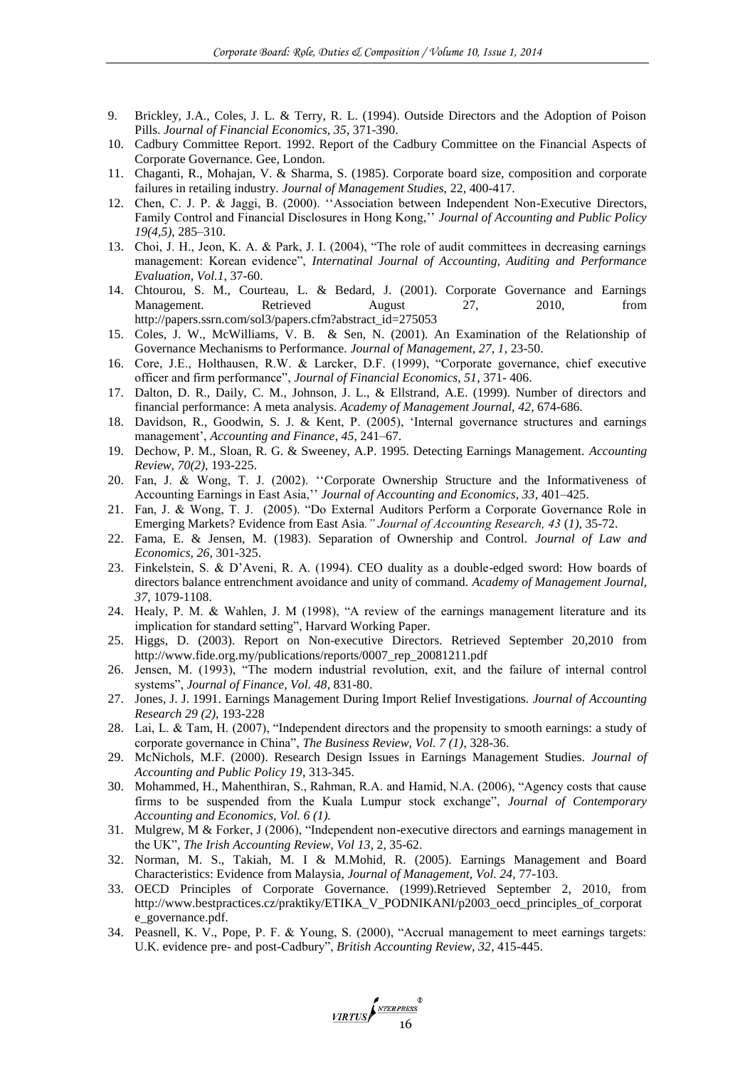9. Brickley, J.A., Coles, J. L. & Terry, R. L. (1994). Outside Directors and the Adoption of Poison Pills. *Journal of Financial Economics, 35*, 371-390.
10. Cadbury Committee Report. 1992. Report of the Cadbury Committee on the Financial Aspects of Corporate Governance. Gee, London.
11. Chaganti, R., Mohajan, V. & Sharma, S. (1985). Corporate board size, composition and corporate failures in retailing industry. *Journal of Management Studies,* 22, 400-417.
12. Chen, C. J. P. & Jaggi, B. (2000). ''Association between Independent Non-Executive Directors, Family Control and Financial Disclosures in Hong Kong,'' *Journal of Accounting and Public Policy 19(4,5)*, 285–310.
13. Choi, J. H., Jeon, K. A. & Park, J. I. (2004), "The role of audit committees in decreasing earnings management: Korean evidence", *Internatinal Journal of Accounting, Auditing and Performance Evaluation, Vol.1,* 37-60.
14. Chtourou, S. M., Courteau, L. & Bedard, J. (2001). Corporate Governance and Earnings Management. Retrieved August 27, 2010, from http://papers.ssrn.com/sol3/papers.cfm?abstract_id=275053
15. Coles, J. W., McWilliams, V. B. & Sen, N. (2001). An Examination of the Relationship of Governance Mechanisms to Performance. *Journal of Management, 27, 1*, 23-50.
16. Core, J.E., Holthausen, R.W. & Larcker, D.F. (1999), "Corporate governance, chief executive officer and firm performance", *Journal of Financial Economics, 51*, 371- 406.
17. Dalton, D. R., Daily, C. M., Johnson, J. L., & Ellstrand, A.E. (1999). Number of directors and financial performance: A meta analysis. *Academy of Management Journal, 42*, 674-686.
18. Davidson, R., Goodwin, S. J. & Kent, P. (2005), 'Internal governance structures and earnings management', *Accounting and Finance*, *45*, 241–67.
19. Dechow, P. M., Sloan, R. G. & Sweeney, A.P. 1995. Detecting Earnings Management. *Accounting Review, 70(2)*, 193-225.
20. Fan, J. & Wong, T. J. (2002). ''Corporate Ownership Structure and the Informativeness of Accounting Earnings in East Asia,'' *Journal of Accounting and Economics, 33*, 401–425.
21. Fan, J. & Wong, T. J. (2005). "Do External Auditors Perform a Corporate Governance Role in Emerging Markets? Evidence from East Asia*." Journal of Accounting Research, 43* (*1),* 35-72.
22. Fama, E. & Jensen, M. (1983). Separation of Ownership and Control. *Journal of Law and Economics, 26*, 301-325.
23. Finkelstein, S. & D'Aveni, R. A. (1994). CEO duality as a double-edged sword: How boards of directors balance entrenchment avoidance and unity of command. *Academy of Management Journal, 37*, 1079-1108.
24. Healy, P. M. & Wahlen, J. M (1998), "A review of the earnings management literature and its implication for standard setting", Harvard Working Paper.
25. Higgs, D. (2003). Report on Non-executive Directors. Retrieved September 20,2010 from http://www.fide.org.my/publications/reports/0007_rep_20081211.pdf
26. Jensen, M. (1993), "The modern industrial revolution, exit, and the failure of internal control systems", *Journal of Finance, Vol. 48*, 831-80.
27. Jones, J. J. 1991. Earnings Management During Import Relief Investigations*. Journal of Accounting Research 29 (2)*, 193-228
28. Lai, L. & Tam, H. (2007), "Independent directors and the propensity to smooth earnings: a study of corporate governance in China", *The Business Review, Vol. 7 (1)*, 328-36.
29. McNichols, M.F. (2000). Research Design Issues in Earnings Management Studies. *Journal of Accounting and Public Policy 19*, 313-345.
30. Mohammed, H., Mahenthiran, S., Rahman, R.A. and Hamid, N.A. (2006), "Agency costs that cause firms to be suspended from the Kuala Lumpur stock exchange", *Journal of Contemporary Accounting and Economics, Vol. 6 (1).*
31. Mulgrew, M & Forker, J (2006), "Independent non-executive directors and earnings management in the UK", *The Irish Accounting Review, Vol 13*, 2, 35-62.
32. Norman, M. S., Takiah, M. I & M.Mohid, R. (2005). Earnings Management and Board Characteristics: Evidence from Malaysia, *Journal of Management, Vol. 24,* 77-103.
33. OECD Principles of Corporate Governance. (1999).Retrieved September 2, 2010, from http://www.bestpractices.cz/praktiky/ETIKA_V_PODNIKANI/p2003_oecd_principles_of_corporate_governance.pdf.
34. Peasnell, K. V., Pope, P. F. & Young, S. (2000), "Accrual management to meet earnings targets: U.K. evidence pre- and post-Cadbury", *British Accounting Review, 32*, 415-445.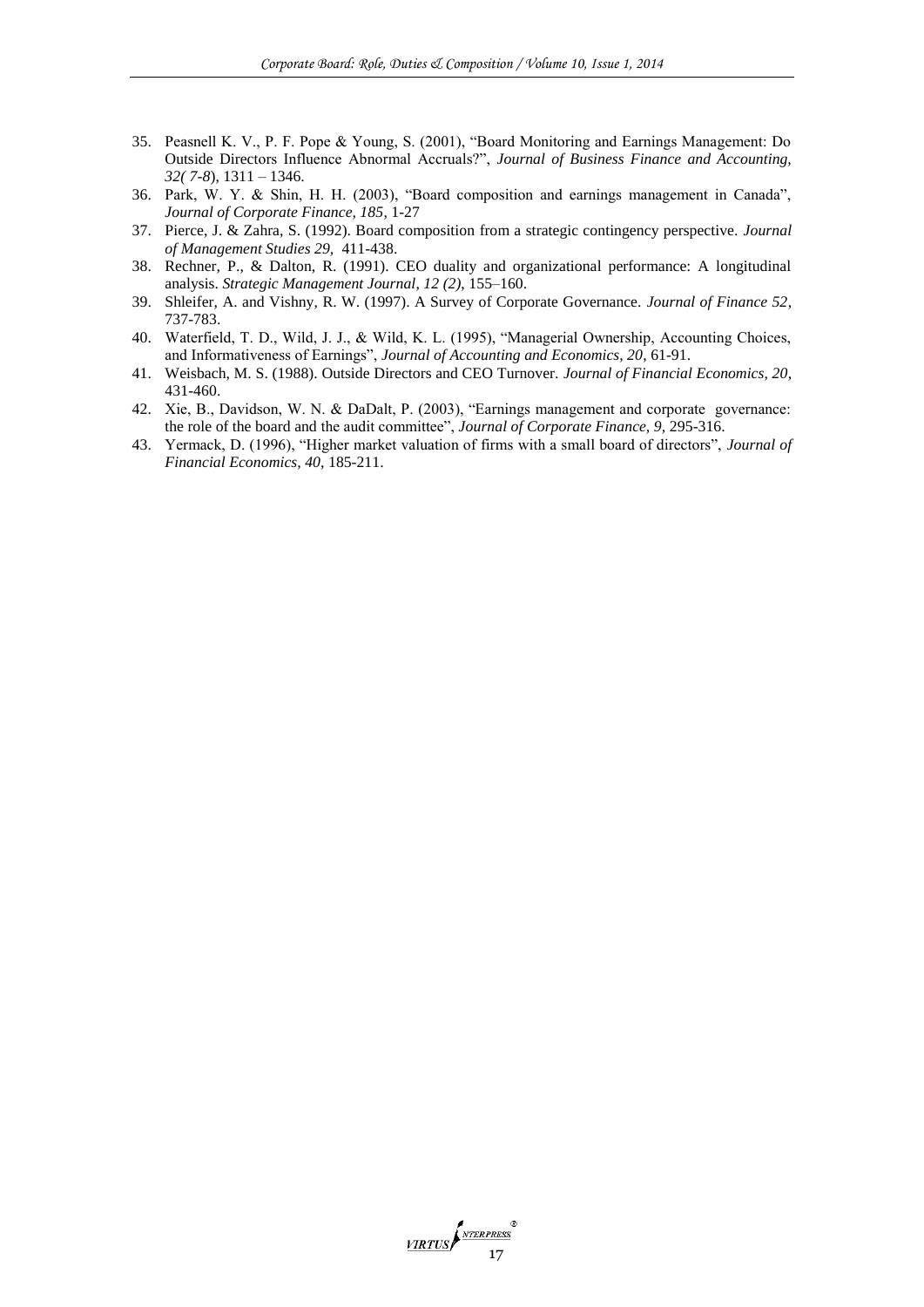35. Peasnell K. V., P. F. Pope & Young, S. (2001), "Board Monitoring and Earnings Management: Do Outside Directors Influence Abnormal Accruals?", *Journal of Business Finance and Accounting, 32( 7-8)*, 1311 – 1346.
36. Park, W. Y. & Shin, H. H. (2003), "Board composition and earnings management in Canada", *Journal of Corporate Finance, 185*, 1-27
37. Pierce, J. & Zahra, S. (1992). Board composition from a strategic contingency perspective. *Journal of Management Studies 29*, 411-438.
38. Rechner, P., & Dalton, R. (1991). CEO duality and organizational performance: A longitudinal analysis. *Strategic Management Journal, 12 (2)*, 155–160.
39. Shleifer, A. and Vishny, R. W. (1997). A Survey of Corporate Governance. *Journal of Finance 52*, 737-783.
40. Waterfield, T. D., Wild, J. J., & Wild, K. L. (1995), "Managerial Ownership, Accounting Choices, and Informativeness of Earnings", *Journal of Accounting and Economics, 20*, 61-91.
41. Weisbach, M. S. (1988). Outside Directors and CEO Turnover. *Journal of Financial Economics, 20*, 431-460.
42. Xie, B., Davidson, W. N. & DaDalt, P. (2003), "Earnings management and corporate governance: the role of the board and the audit committee", *Journal of Corporate Finance, 9*, 295-316.
43. Yermack, D. (1996), "Higher market valuation of firms with a small board of directors", *Journal of Financial Economics, 40*, 185-211.